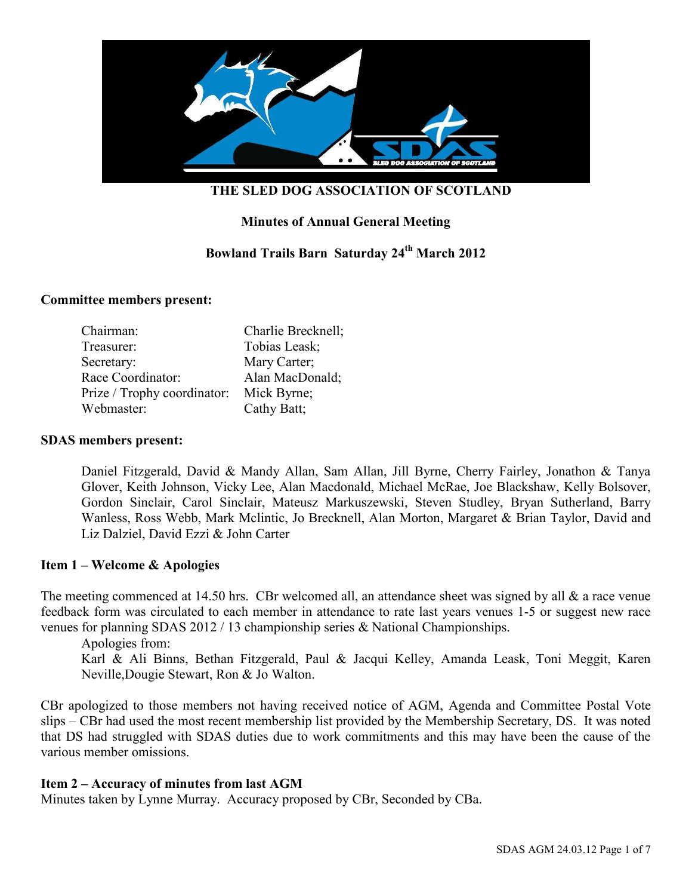**THE SLED DOG ASSOCIATION OF SCOTLAND**

**Minutes of Annual General Meeting**

**Bowland Trails Barn Saturday 24th March 2012**

**Committee members present:**

| | |
|---|---|
| Chairman: | Charlie Brecknell; |
| Treasurer: | Tobias Leask; |
| Secretary: | Mary Carter; |
| Race Coordinator: | Alan MacDonald; |
| Prize / Trophy coordinator: | Mick Byrne; |
| Webmaster: | Cathy Batt; |

**SDAS members present:**

Daniel Fitzgerald, David & Mandy Allan, Sam Allan, Jill Byrne, Cherry Fairley, Jonathon & Tanya Glover, Keith Johnson, Vicky Lee, Alan Macdonald, Michael McRae, Joe Blackshaw, Kelly Bolsover, Gordon Sinclair, Carol Sinclair, Mateusz Markuszewski, Steven Studley, Bryan Sutherland, Barry Wanless, Ross Webb, Mark Mclintic, Jo Brecknell, Alan Morton, Margaret & Brian Taylor, David and Liz Dalziel, David Ezzi & John Carter

**Item 1 – Welcome & Apologies**

The meeting commenced at 14.50 hrs. CBr welcomed all, an attendance sheet was signed by all & a race venue feedback form was circulated to each member in attendance to rate last years venues 1-5 or suggest new race venues for planning SDAS 2012 / 13 championship series & National Championships.

Apologies from:

Karl & Ali Binns, Bethan Fitzgerald, Paul & Jacqui Kelley, Amanda Leask, Toni Meggit, Karen Neville,Dougie Stewart, Ron & Jo Walton.

CBr apologized to those members not having received notice of AGM, Agenda and Committee Postal Vote slips – CBr had used the most recent membership list provided by the Membership Secretary, DS. It was noted that DS had struggled with SDAS duties due to work commitments and this may have been the cause of the various member omissions.

**Item 2 – Accuracy of minutes from last AGM**

Minutes taken by Lynne Murray. Accuracy proposed by CBr, Seconded by CBa.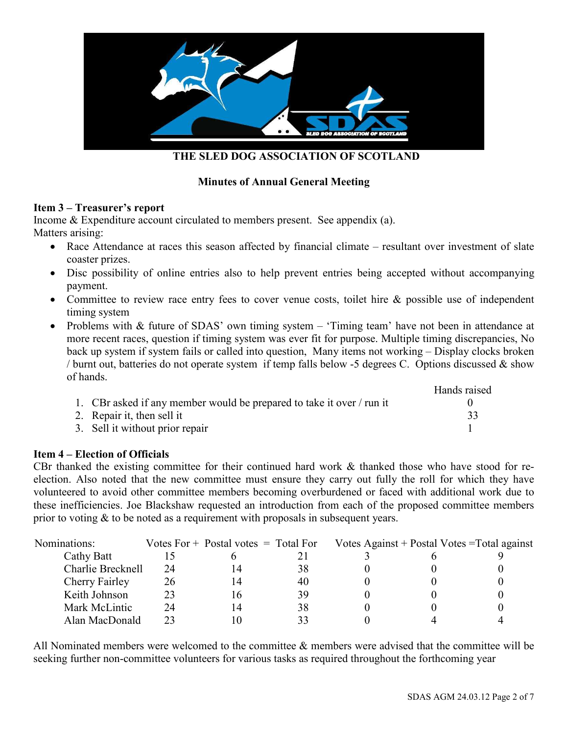**THE SLED DOG ASSOCIATION OF SCOTLAND**

**Minutes of Annual General Meeting**

**Item 3 – Treasurer's report**

Income & Expenditure account circulated to members present. See appendix (a).

Matters arising:

- Race Attendance at races this season affected by financial climate – resultant over investment of slate coaster prizes.
- Disc possibility of online entries also to help prevent entries being accepted without accompanying payment.
- Committee to review race entry fees to cover venue costs, toilet hire & possible use of independent timing system
- Problems with & future of SDAS' own timing system – 'Timing team' have not been in attendance at more recent races, question if timing system was ever fit for purpose. Multiple timing discrepancies, No back up system if system fails or called into question, Many items not working – Display clocks broken / burnt out, batteries do not operate system if temp falls below -5 degrees C. Options discussed & show of hands.

| | Hands raised |
|---|---|
| 1. CBr asked if any member would be prepared to take it over / run it | 0 |
| 2. Repair it, then sell it | 33 |
| 3. Sell it without prior repair | 1 |

**Item 4 – Election of Officials**

CBr thanked the existing committee for their continued hard work & thanked those who have stood for re-election. Also noted that the new committee must ensure they carry out fully the roll for which they have volunteered to avoid other committee members becoming overburdened or faced with additional work due to these inefficiencies. Joe Blackshaw requested an introduction from each of the proposed committee members prior to voting & to be noted as a requirement with proposals in subsequent years.

| Nominations: | Votes For + | Postal votes = | Total For | Votes Against + | Postal Votes = | Total against |
|---|---|---|---|---|---|---|
| Cathy Batt | 15 | 6 | 21 | 3 | 6 | 9 |
| Charlie Brecknell | 24 | 14 | 38 | 0 | 0 | 0 |
| Cherry Fairley | 26 | 14 | 40 | 0 | 0 | 0 |
| Keith Johnson | 23 | 16 | 39 | 0 | 0 | 0 |
| Mark McLintic | 24 | 14 | 38 | 0 | 0 | 0 |
| Alan MacDonald | 23 | 10 | 33 | 0 | 4 | 4 |

All Nominated members were welcomed to the committee & members were advised that the committee will be seeking further non-committee volunteers for various tasks as required throughout the forthcoming year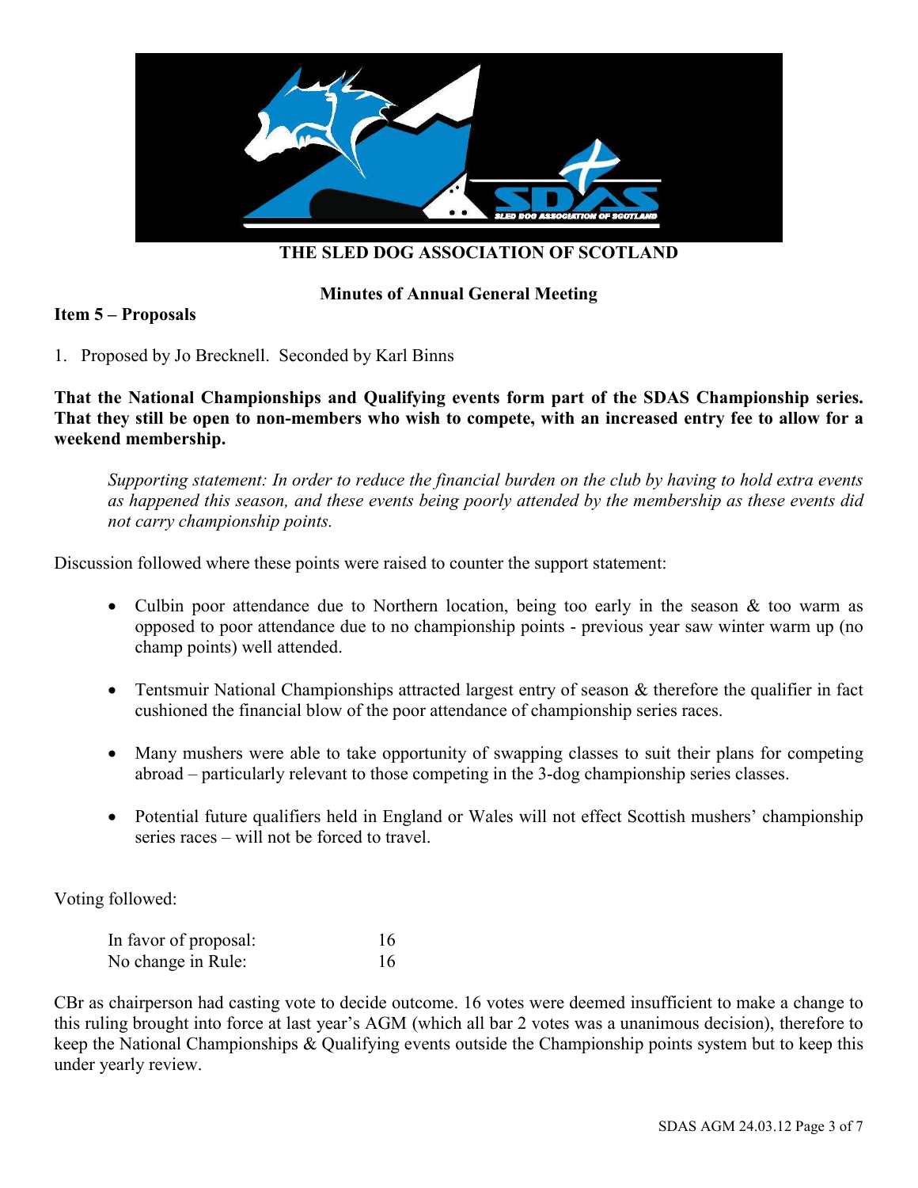# THE SLED DOG ASSOCIATION OF SCOTLAND

## Minutes of Annual General Meeting

### Item 5 – Proposals

1. Proposed by Jo Brecknell. Seconded by Karl Binns

**That the National Championships and Qualifying events form part of the SDAS Championship series. That they still be open to non-members who wish to compete, with an increased entry fee to allow for a weekend membership.**

> *Supporting statement: In order to reduce the financial burden on the club by having to hold extra events as happened this season, and these events being poorly attended by the membership as these events did not carry championship points.*

Discussion followed where these points were raised to counter the support statement:

- Culbin poor attendance due to Northern location, being too early in the season & too warm as opposed to poor attendance due to no championship points - previous year saw winter warm up (no champ points) well attended.
- Tentsmuir National Championships attracted largest entry of season & therefore the qualifier in fact cushioned the financial blow of the poor attendance of championship series races.
- Many mushers were able to take opportunity of swapping classes to suit their plans for competing abroad – particularly relevant to those competing in the 3-dog championship series classes.
- Potential future qualifiers held in England or Wales will not effect Scottish mushers' championship series races – will not be forced to travel.

Voting followed:

| | |
|---|---|
| In favor of proposal: | 16 |
| No change in Rule: | 16 |

CBr as chairperson had casting vote to decide outcome. 16 votes were deemed insufficient to make a change to this ruling brought into force at last year's AGM (which all bar 2 votes was a unanimous decision), therefore to keep the National Championships & Qualifying events outside the Championship points system but to keep this under yearly review.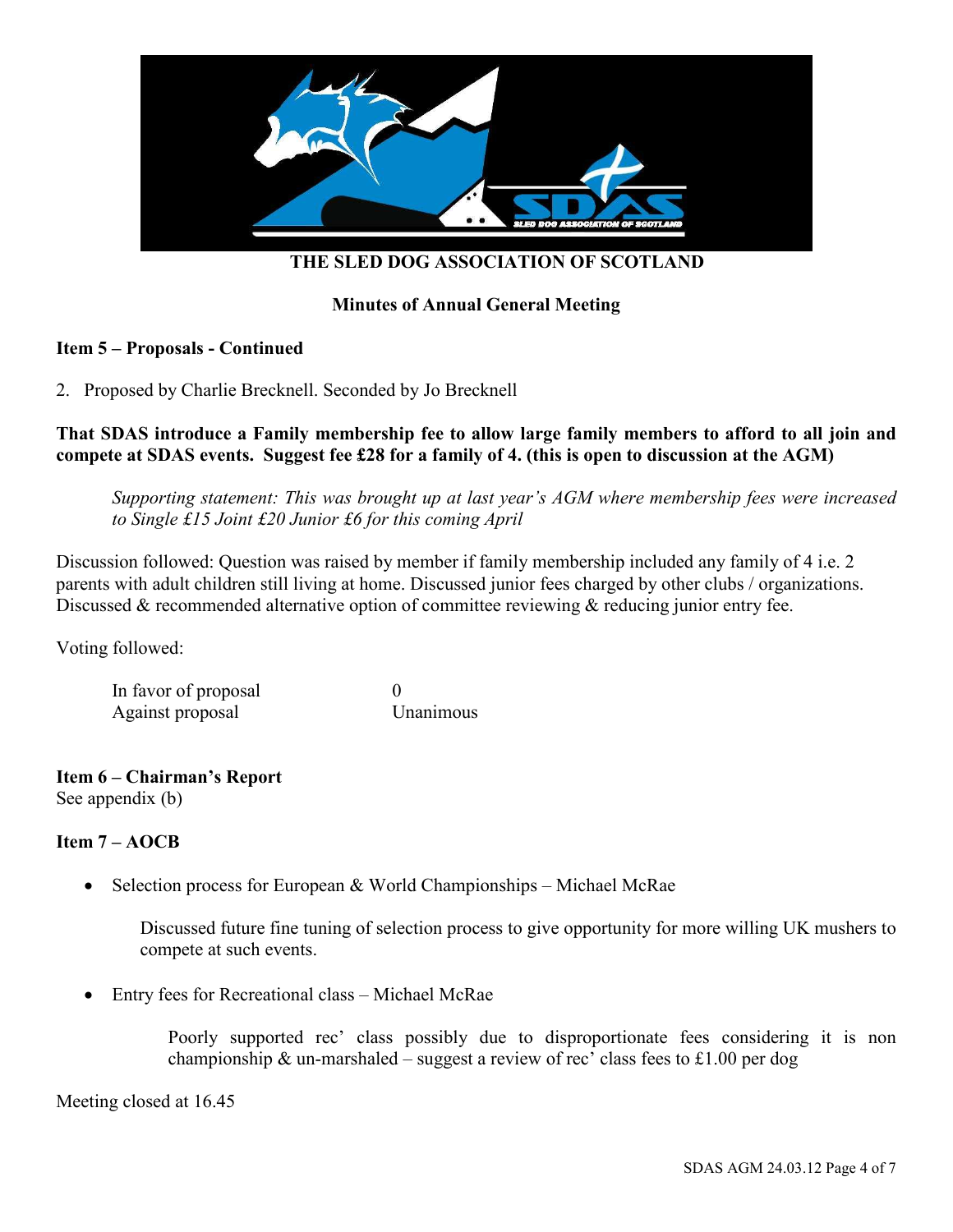**THE SLED DOG ASSOCIATION OF SCOTLAND**

**Minutes of Annual General Meeting**

**Item 5 – Proposals - Continued**

2. Proposed by Charlie Brecknell. Seconded by Jo Brecknell

**That SDAS introduce a Family membership fee to allow large family members to afford to all join and compete at SDAS events. Suggest fee £28 for a family of 4. (this is open to discussion at the AGM)**

> *Supporting statement: This was brought up at last year's AGM where membership fees were increased to Single £15 Joint £20 Junior £6 for this coming April*

Discussion followed: Question was raised by member if family membership included any family of 4 i.e. 2 parents with adult children still living at home. Discussed junior fees charged by other clubs / organizations. Discussed & recommended alternative option of committee reviewing & reducing junior entry fee.

Voting followed:

| | |
|---|---|
| In favor of proposal | 0 |
| Against proposal | Unanimous |

**Item 6 – Chairman's Report**
See appendix (b)

**Item 7 – AOCB**

- Selection process for European & World Championships – Michael McRae

  Discussed future fine tuning of selection process to give opportunity for more willing UK mushers to compete at such events.

- Entry fees for Recreational class – Michael McRae

  Poorly supported rec' class possibly due to disproportionate fees considering it is non championship & un-marshaled – suggest a review of rec' class fees to £1.00 per dog

Meeting closed at 16.45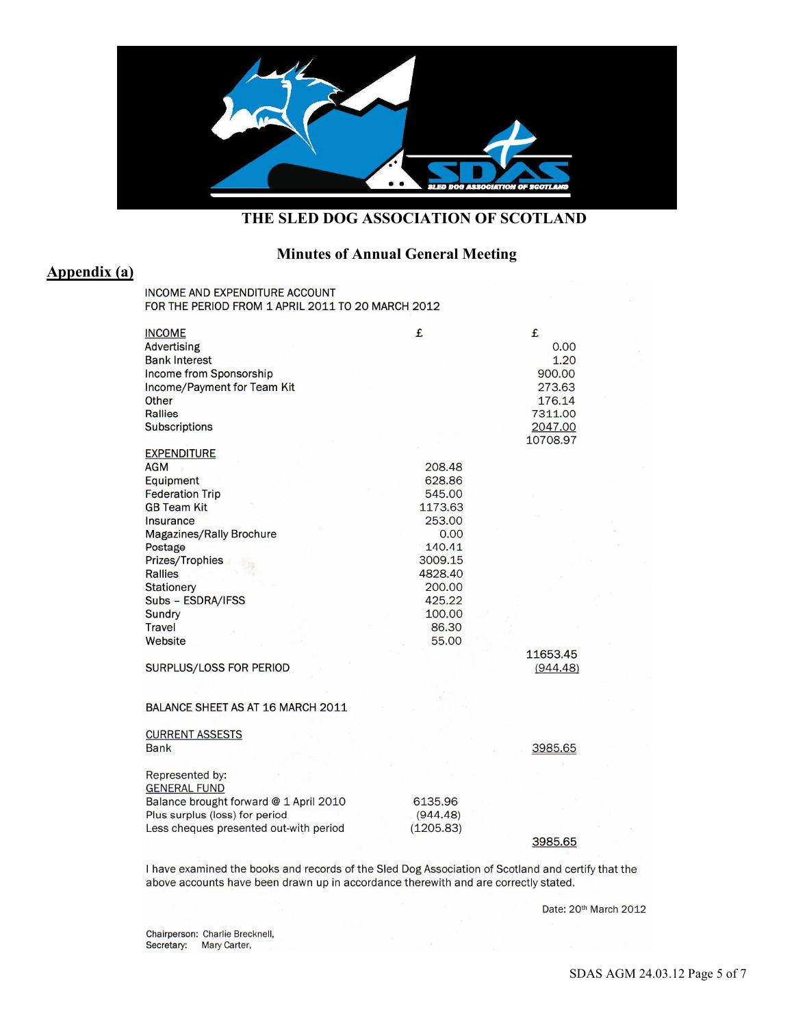# THE SLED DOG ASSOCIATION OF SCOTLAND

## Minutes of Annual General Meeting

**Appendix (a)**

INCOME AND EXPENDITURE ACCOUNT
FOR THE PERIOD FROM 1 APRIL 2011 TO 20 MARCH 2012

| INCOME | £ | £ |
|---|---|---|
| Advertising | | 0.00 |
| Bank Interest | | 1.20 |
| Income from Sponsorship | | 900.00 |
| Income/Payment for Team Kit | | 273.63 |
| Other | | 176.14 |
| Rallies | | 7311.00 |
| Subscriptions | | 2047.00 |
| | | 10708.97 |
| EXPENDITURE | | |
| AGM | 208.48 | |
| Equipment | 628.86 | |
| Federation Trip | 545.00 | |
| GB Team Kit | 1173.63 | |
| Insurance | 253.00 | |
| Magazines/Rally Brochure | 0.00 | |
| Postage | 140.41 | |
| Prizes/Trophies | 3009.15 | |
| Rallies | 4828.40 | |
| Stationery | 200.00 | |
| Subs – ESDRA/IFSS | 425.22 | |
| Sundry | 100.00 | |
| Travel | 86.30 | |
| Website | 55.00 | |
| | | 11653.45 |
| SURPLUS/LOSS FOR PERIOD | | (944.48) |

BALANCE SHEET AS AT 16 MARCH 2011

| CURRENT ASSESTS | | |
|---|---|---|
| Bank | | 3985.65 |
| | | |
| Represented by: | | |
| GENERAL FUND | | |
| Balance brought forward @ 1 April 2010 | 6135.96 | |
| Plus surplus (loss) for period | (944.48) | |
| Less cheques presented out-with period | (1205.83) | |
| | | 3985.65 |

I have examined the books and records of the Sled Dog Association of Scotland and certify that the above accounts have been drawn up in accordance therewith and are correctly stated.

Date: 20th March 2012

Chairperson: Charlie Brecknell,
Secretary: Mary Carter,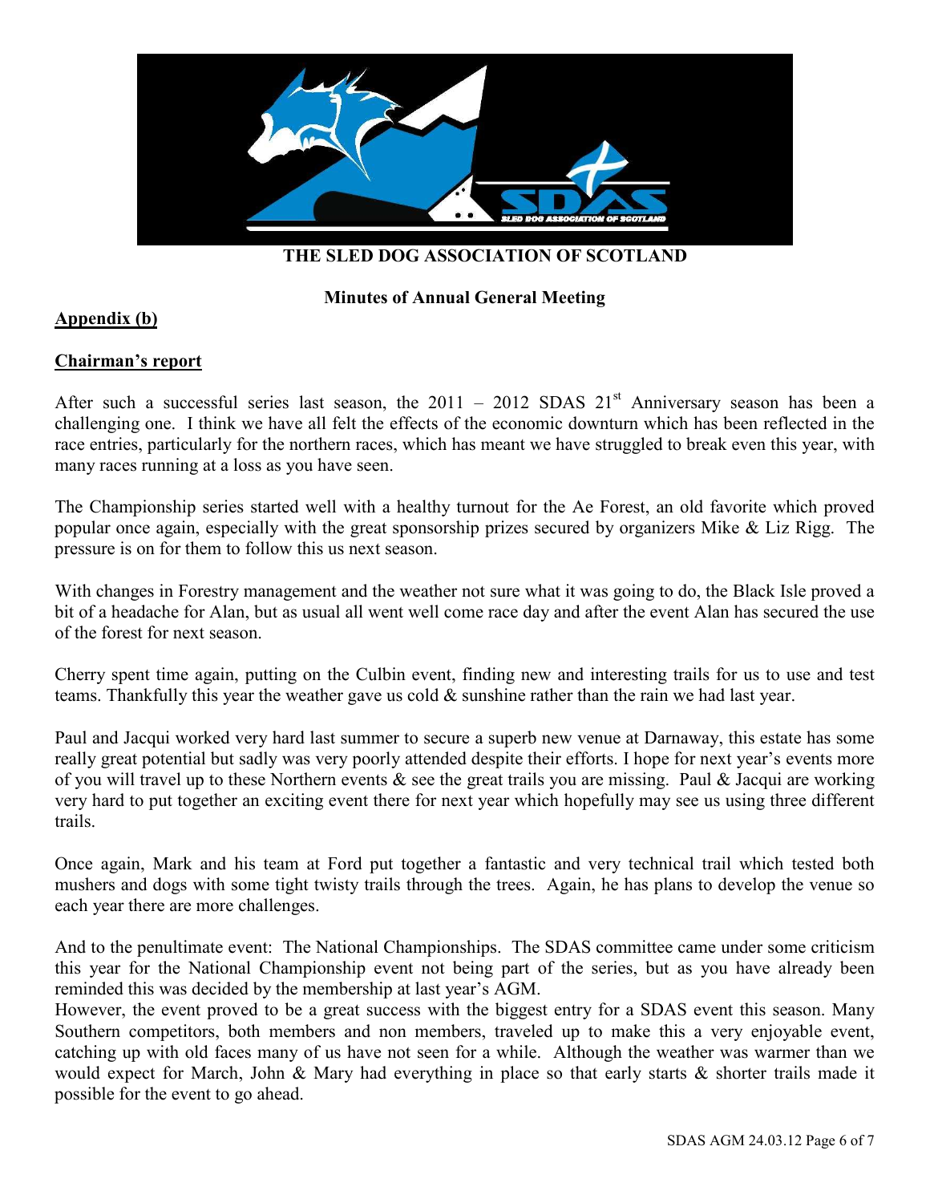**THE SLED DOG ASSOCIATION OF SCOTLAND**

**Minutes of Annual General Meeting**

**Appendix (b)**

**Chairman's report**

After such a successful series last season, the 2011 – 2012 SDAS 21st Anniversary season has been a challenging one. I think we have all felt the effects of the economic downturn which has been reflected in the race entries, particularly for the northern races, which has meant we have struggled to break even this year, with many races running at a loss as you have seen.

The Championship series started well with a healthy turnout for the Ae Forest, an old favorite which proved popular once again, especially with the great sponsorship prizes secured by organizers Mike & Liz Rigg. The pressure is on for them to follow this us next season.

With changes in Forestry management and the weather not sure what it was going to do, the Black Isle proved a bit of a headache for Alan, but as usual all went well come race day and after the event Alan has secured the use of the forest for next season.

Cherry spent time again, putting on the Culbin event, finding new and interesting trails for us to use and test teams. Thankfully this year the weather gave us cold & sunshine rather than the rain we had last year.

Paul and Jacqui worked very hard last summer to secure a superb new venue at Darnaway, this estate has some really great potential but sadly was very poorly attended despite their efforts. I hope for next year's events more of you will travel up to these Northern events & see the great trails you are missing. Paul & Jacqui are working very hard to put together an exciting event there for next year which hopefully may see us using three different trails.

Once again, Mark and his team at Ford put together a fantastic and very technical trail which tested both mushers and dogs with some tight twisty trails through the trees. Again, he has plans to develop the venue so each year there are more challenges.

And to the penultimate event: The National Championships. The SDAS committee came under some criticism this year for the National Championship event not being part of the series, but as you have already been reminded this was decided by the membership at last year's AGM.

However, the event proved to be a great success with the biggest entry for a SDAS event this season. Many Southern competitors, both members and non members, traveled up to make this a very enjoyable event, catching up with old faces many of us have not seen for a while. Although the weather was warmer than we would expect for March, John & Mary had everything in place so that early starts & shorter trails made it possible for the event to go ahead.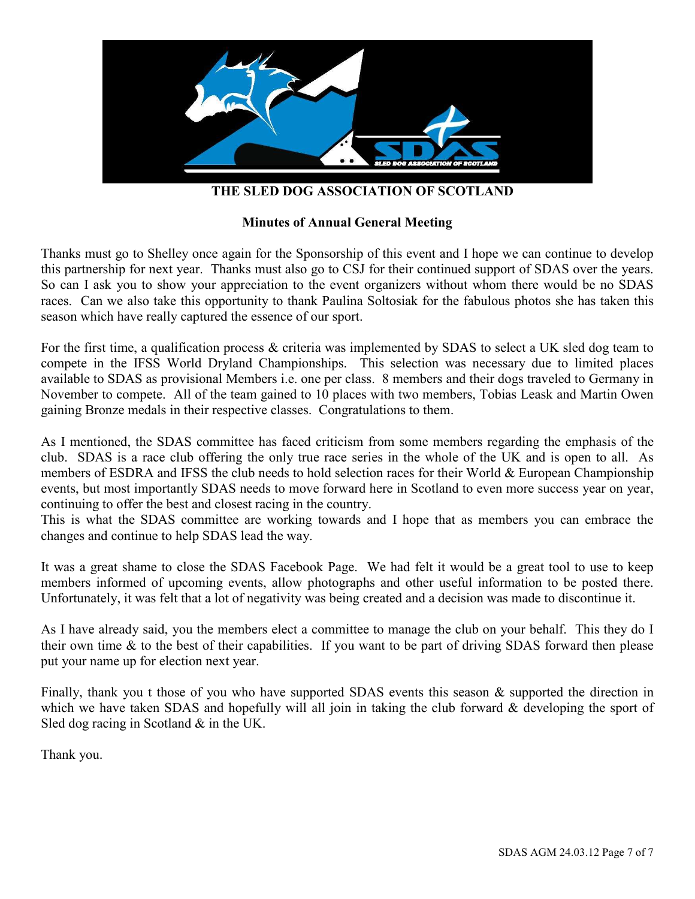**THE SLED DOG ASSOCIATION OF SCOTLAND**

**Minutes of Annual General Meeting**

Thanks must go to Shelley once again for the Sponsorship of this event and I hope we can continue to develop this partnership for next year. Thanks must also go to CSJ for their continued support of SDAS over the years. So can I ask you to show your appreciation to the event organizers without whom there would be no SDAS races. Can we also take this opportunity to thank Paulina Soltosiak for the fabulous photos she has taken this season which have really captured the essence of our sport.

For the first time, a qualification process & criteria was implemented by SDAS to select a UK sled dog team to compete in the IFSS World Dryland Championships. This selection was necessary due to limited places available to SDAS as provisional Members i.e. one per class. 8 members and their dogs traveled to Germany in November to compete. All of the team gained to 10 places with two members, Tobias Leask and Martin Owen gaining Bronze medals in their respective classes. Congratulations to them.

As I mentioned, the SDAS committee has faced criticism from some members regarding the emphasis of the club. SDAS is a race club offering the only true race series in the whole of the UK and is open to all. As members of ESDRA and IFSS the club needs to hold selection races for their World & European Championship events, but most importantly SDAS needs to move forward here in Scotland to even more success year on year, continuing to offer the best and closest racing in the country.
This is what the SDAS committee are working towards and I hope that as members you can embrace the changes and continue to help SDAS lead the way.

It was a great shame to close the SDAS Facebook Page. We had felt it would be a great tool to use to keep members informed of upcoming events, allow photographs and other useful information to be posted there. Unfortunately, it was felt that a lot of negativity was being created and a decision was made to discontinue it.

As I have already said, you the members elect a committee to manage the club on your behalf. This they do I their own time & to the best of their capabilities. If you want to be part of driving SDAS forward then please put your name up for election next year.

Finally, thank you t those of you who have supported SDAS events this season & supported the direction in which we have taken SDAS and hopefully will all join in taking the club forward & developing the sport of Sled dog racing in Scotland & in the UK.

Thank you.